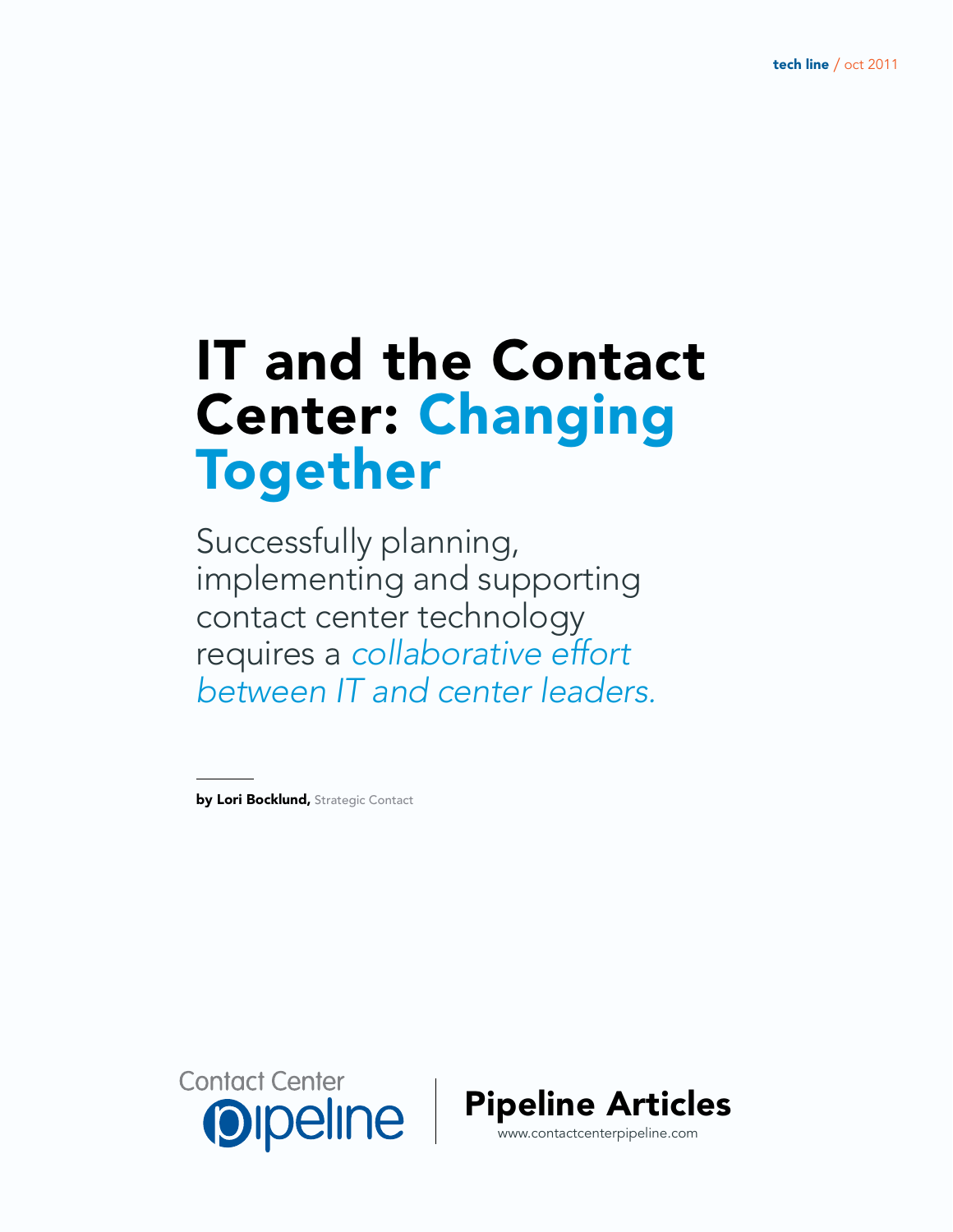# IT and the Contact Center: Changing Together

Successfully planning, implementing and supporting contact center technology requires a *collaborative effort between IT and center leaders.*

**by Lori Bocklund,** Strategic Contact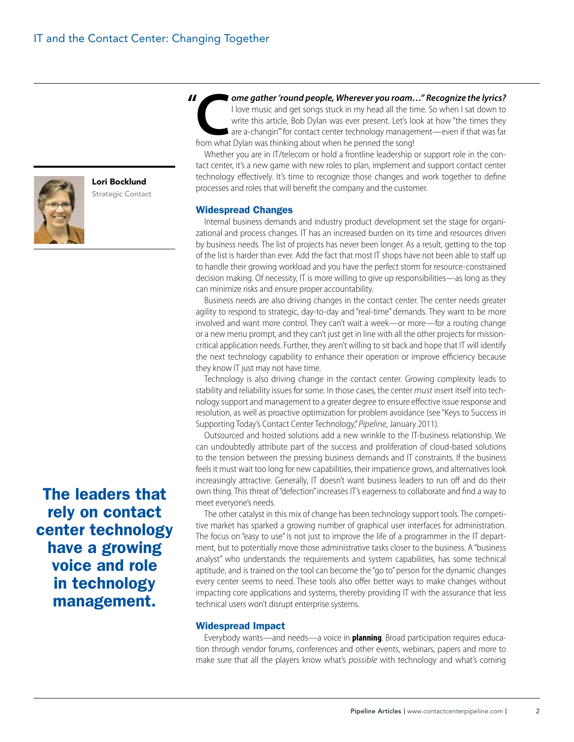**Lori Bocklund**
Strategic Contact

***"Come gather 'round people, Wherever you roam…" Recognize the lyrics?*** I love music and get songs stuck in my head all the time. So when I sat down to write this article, Bob Dylan was ever present. Let's look at how "the times they are a-changin'" for contact center technology management—even if that was far from what Dylan was thinking about when he penned the song!

Whether you are in IT/telecom or hold a frontline leadership or support role in the contact center, it's a new game with new roles to plan, implement and support contact center technology effectively. It's time to recognize those changes and work together to define processes and roles that will benefit the company and the customer.

## Widespread Changes

Internal business demands and industry product development set the stage for organizational and process changes. IT has an increased burden on its time and resources driven by business needs. The list of projects has never been longer. As a result, getting to the top of the list is harder than ever. Add the fact that most IT shops have not been able to staff up to handle their growing workload and you have the perfect storm for resource-constrained decision making. Of necessity, IT is more willing to give up responsibilities—as long as they can minimize risks and ensure proper accountability.

Business needs are also driving changes in the contact center. The center needs greater agility to respond to strategic, day-to-day and "real-time" demands. They want to be more involved and want more control. They can't wait a week—or more—for a routing change or a new menu prompt, and they can't just get in line with all the other projects for mission-critical application needs. Further, they aren't willing to sit back and hope that IT will identify the next technology capability to enhance their operation or improve efficiency because they know IT just may not have time.

Technology is also driving change in the contact center. Growing complexity leads to stability and reliability issues for some. In those cases, the center *must* insert itself into technology support and management to a greater degree to ensure effective issue response and resolution, as well as proactive optimization for problem avoidance (see "Keys to Success in Supporting Today's Contact Center Technology," *Pipeline*, January 2011).

Outsourced and hosted solutions add a new wrinkle to the IT-business relationship. We can undoubtedly attribute part of the success and proliferation of cloud-based solutions to the tension between the pressing business demands and IT constraints. If the business feels it must wait too long for new capabilities, their impatience grows, and alternatives look increasingly attractive. Generally, IT doesn't want business leaders to run off and do their own thing. This threat of "defection" increases IT's eagerness to collaborate and find a way to meet everyone's needs.

The other catalyst in this mix of change has been technology support tools. The competitive market has sparked a growing number of graphical user interfaces for administration. The focus on "easy to use" is not just to improve the life of a programmer in the IT department, but to potentially move those administrative tasks closer to the business. A "business analyst" who understands the requirements and system capabilities, has some technical aptitude, and is trained on the tool can become the "go to" person for the dynamic changes every center seems to need. These tools also offer better ways to make changes without impacting core applications and systems, thereby providing IT with the assurance that less technical users won't disrupt enterprise systems.

**The leaders that rely on contact center technology have a growing voice and role in technology management.**

## Widespread Impact

Everybody wants—and needs—a voice in **planning**. Broad participation requires education through vendor forums, conferences and other events, webinars, papers and more to make sure that all the players know what's *possible* with technology and what's coming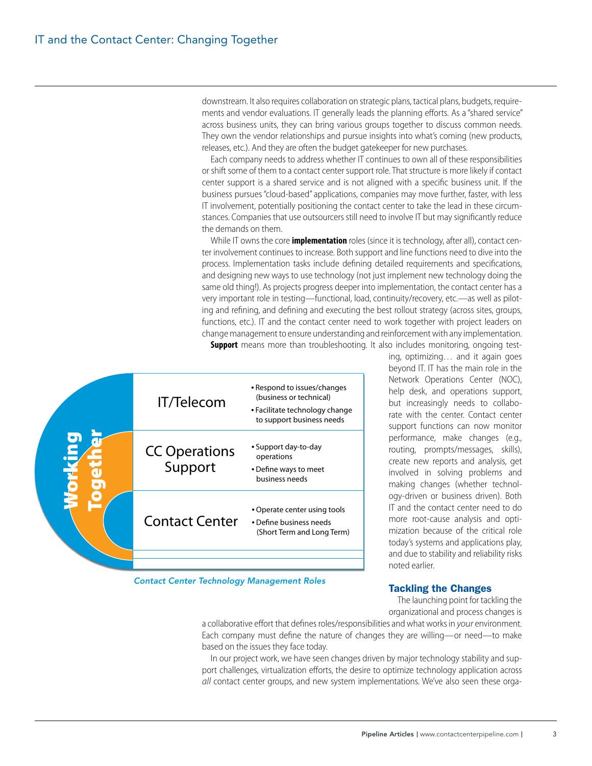downstream. It also requires collaboration on strategic plans, tactical plans, budgets, requirements and vendor evaluations. IT generally leads the planning efforts. As a "shared service" across business units, they can bring various groups together to discuss common needs. They own the vendor relationships and pursue insights into what's coming (new products, releases, etc.). And they are often the budget gatekeeper for new purchases.

Each company needs to address whether IT continues to own all of these responsibilities or shift some of them to a contact center support role. That structure is more likely if contact center support is a shared service and is not aligned with a specific business unit. If the business pursues "cloud-based" applications, companies may move further, faster, with less IT involvement, potentially positioning the contact center to take the lead in these circumstances. Companies that use outsourcers still need to involve IT but may significantly reduce the demands on them.

While IT owns the core **implementation** roles (since it is technology, after all), contact center involvement continues to increase. Both support and line functions need to dive into the process. Implementation tasks include defining detailed requirements and specifications, and designing new ways to use technology (not just implement new technology doing the same old thing!). As projects progress deeper into implementation, the contact center has a very important role in testing—functional, load, continuity/recovery, etc.—as well as piloting and refining, and defining and executing the best rollout strategy (across sites, groups, functions, etc.). IT and the contact center need to work together with project leaders on change management to ensure understanding and reinforcement with any implementation.

**Support** means more than troubleshooting. It also includes monitoring, ongoing testing, optimizing… and it again goes beyond IT. IT has the main role in the Network Operations Center (NOC), help desk, and operations support, but increasingly needs to collaborate with the center. Contact center support functions can now monitor performance, make changes (e.g., routing, prompts/messages, skills), create new reports and analysis, get involved in solving problems and making changes (whether technology-driven or business driven). Both IT and the contact center need to do more root-cause analysis and optimization because of the critical role today's systems and applications play, and due to stability and reliability risks noted earlier.

**Working Together**

| Role | Responsibilities |
|---|---|
| IT/Telecom | • Respond to issues/changes (business or technical)<br>• Facilitate technology change to support business needs |
| CC Operations Support | • Support day-to-day operations<br>• Define ways to meet business needs |
| Contact Center | • Operate center using tools<br>• Define business needs (Short Term and Long Term) |

*Contact Center Technology Management Roles*

## Tackling the Changes

The launching point for tackling the organizational and process changes is a collaborative effort that defines roles/responsibilities and what works in *your* environment. Each company must define the nature of changes they are willing—or need—to make based on the issues they face today.

In our project work, we have seen changes driven by major technology stability and support challenges, virtualization efforts, the desire to optimize technology application across *all* contact center groups, and new system implementations. We've also seen these orga-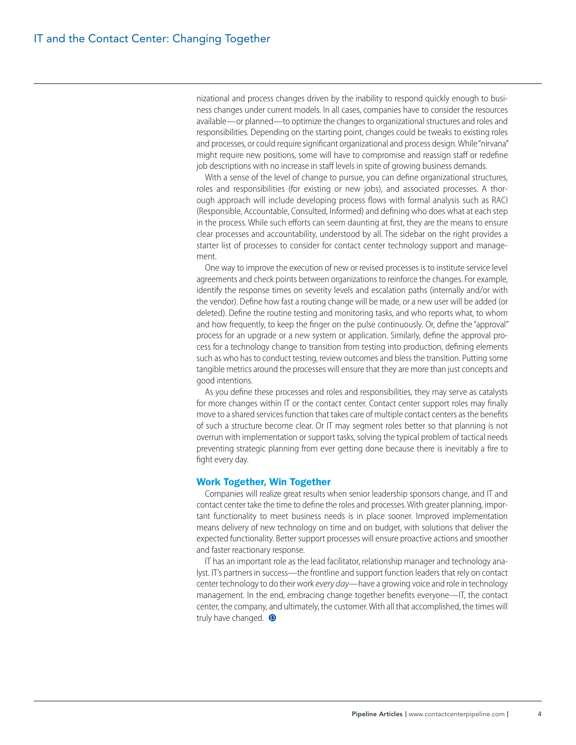nizational and process changes driven by the inability to respond quickly enough to business changes under current models. In all cases, companies have to consider the resources available—or planned—to optimize the changes to organizational structures and roles and responsibilities. Depending on the starting point, changes could be tweaks to existing roles and processes, or could require significant organizational and process design. While "nirvana" might require new positions, some will have to compromise and reassign staff or redefine job descriptions with no increase in staff levels in spite of growing business demands.

With a sense of the level of change to pursue, you can define organizational structures, roles and responsibilities (for existing or new jobs), and associated processes. A thorough approach will include developing process flows with formal analysis such as RACI (Responsible, Accountable, Consulted, Informed) and defining who does what at each step in the process. While such efforts can seem daunting at first, they are the means to ensure clear processes and accountability, understood by all. The sidebar on the right provides a starter list of processes to consider for contact center technology support and management.

One way to improve the execution of new or revised processes is to institute service level agreements and check points between organizations to reinforce the changes. For example, identify the response times on severity levels and escalation paths (internally and/or with the vendor). Define how fast a routing change will be made, or a new user will be added (or deleted). Define the routine testing and monitoring tasks, and who reports what, to whom and how frequently, to keep the finger on the pulse continuously. Or, define the "approval" process for an upgrade or a new system or application. Similarly, define the approval process for a technology change to transition from testing into production, defining elements such as who has to conduct testing, review outcomes and bless the transition. Putting some tangible metrics around the processes will ensure that they are more than just concepts and good intentions.

As you define these processes and roles and responsibilities, they may serve as catalysts for more changes within IT or the contact center. Contact center support roles may finally move to a shared services function that takes care of multiple contact centers as the benefits of such a structure become clear. Or IT may segment roles better so that planning is not overrun with implementation or support tasks, solving the typical problem of tactical needs preventing strategic planning from ever getting done because there is inevitably a fire to fight every day.

## Work Together, Win Together

Companies will realize great results when senior leadership sponsors change, and IT and contact center take the time to define the roles and processes. With greater planning, important functionality to meet business needs is in place sooner. Improved implementation means delivery of new technology on time and on budget, with solutions that deliver the expected functionality. Better support processes will ensure proactive actions and smoother and faster reactionary response.

IT has an important role as the lead facilitator, relationship manager and technology analyst. IT's partners in success—the frontline and support function leaders that rely on contact center technology to do their work *every day*—have a growing voice and role in technology management. In the end, embracing change together benefits everyone—IT, the contact center, the company, and ultimately, the customer. With all that accomplished, the times will truly have changed.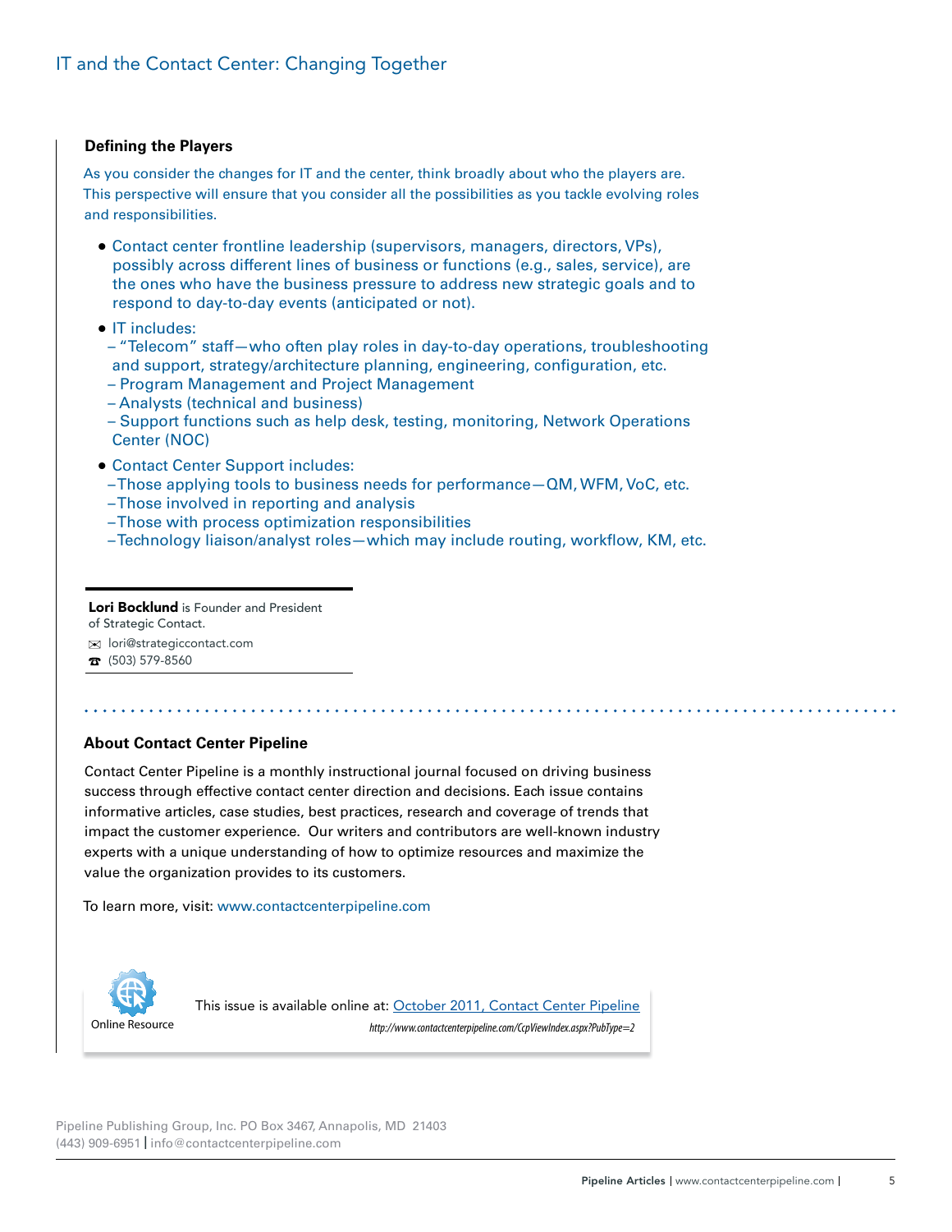### Defining the Players

As you consider the changes for IT and the center, think broadly about who the players are. This perspective will ensure that you consider all the possibilities as you tackle evolving roles and responsibilities.

- Contact center frontline leadership (supervisors, managers, directors, VPs), possibly across different lines of business or functions (e.g., sales, service), are the ones who have the business pressure to address new strategic goals and to respond to day-to-day events (anticipated or not).
- IT includes:
  - "Telecom" staff—who often play roles in day-to-day operations, troubleshooting and support, strategy/architecture planning, engineering, configuration, etc.
  - Program Management and Project Management
  - Analysts (technical and business)
  - Support functions such as help desk, testing, monitoring, Network Operations Center (NOC)
- Contact Center Support includes:
  - Those applying tools to business needs for performance—QM, WFM, VoC, etc.
  - Those involved in reporting and analysis
  - Those with process optimization responsibilities
  - Technology liaison/analyst roles—which may include routing, workflow, KM, etc.

**Lori Bocklund** is Founder and President of Strategic Contact.

✉ lori@strategiccontact.com

☎ (503) 579-8560

### About Contact Center Pipeline

Contact Center Pipeline is a monthly instructional journal focused on driving business success through effective contact center direction and decisions. Each issue contains informative articles, case studies, best practices, research and coverage of trends that impact the customer experience. Our writers and contributors are well-known industry experts with a unique understanding of how to optimize resources and maximize the value the organization provides to its customers.

To learn more, visit: www.contactcenterpipeline.com

Online Resource

This issue is available online at: October 2011, Contact Center Pipeline

*http://www.contactcenterpipeline.com/CcpViewIndex.aspx?PubType=2*

Pipeline Publishing Group, Inc. PO Box 3467, Annapolis, MD 21403
(443) 909-6951 | info@contactcenterpipeline.com